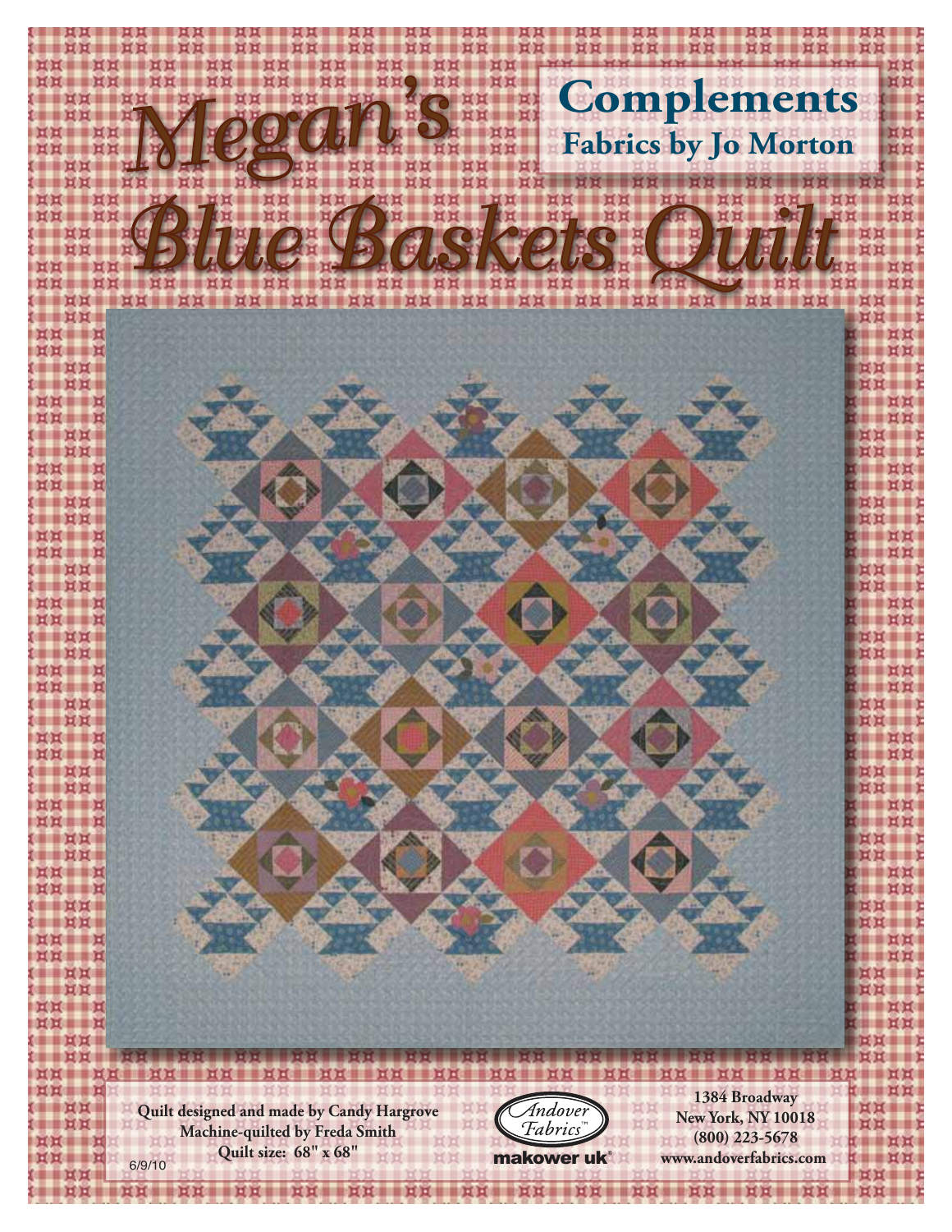# Megan's Blue Baskets Quilt

## Complements
### Fabrics by Jo Morton

Quilt designed and made by Candy Hargrove
Machine-quilted by Freda Smith
Quilt size: 68" x 68"

6/9/10

Andover Fabrics
makower uk

1384 Broadway
New York, NY 10018
(800) 223-5678
www.andoverfabrics.com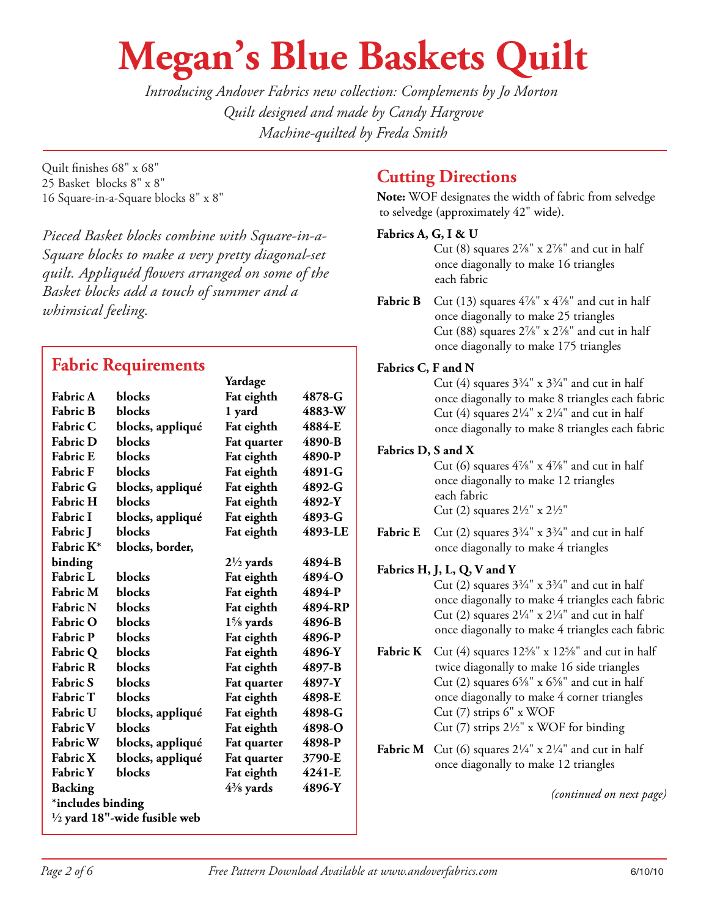# Megan's Blue Baskets Quilt

*Introducing Andover Fabrics new collection: Complements by Jo Morton*
*Quilt designed and made by Candy Hargrove*
*Machine-quilted by Freda Smith*

Quilt finishes 68" x 68"
25 Basket blocks 8" x 8"
16 Square-in-a-Square blocks 8" x 8"

*Pieced Basket blocks combine with Square-in-a-Square blocks to make a very pretty diagonal-set quilt. Appliquéd flowers arranged on some of the Basket blocks add a touch of summer and a whimsical feeling.*

## Fabric Requirements

| | | Yardage | |
|---|---|---|---|
| **Fabric A** | **blocks** | **Fat eighth** | **4878-G** |
| **Fabric B** | **blocks** | **1 yard** | **4883-W** |
| **Fabric C** | **blocks, appliqué** | **Fat eighth** | **4884-E** |
| **Fabric D** | **blocks** | **Fat quarter** | **4890-B** |
| **Fabric E** | **blocks** | **Fat eighth** | **4890-P** |
| **Fabric F** | **blocks** | **Fat eighth** | **4891-G** |
| **Fabric G** | **blocks, appliqué** | **Fat eighth** | **4892-G** |
| **Fabric H** | **blocks** | **Fat eighth** | **4892-Y** |
| **Fabric I** | **blocks, appliqué** | **Fat eighth** | **4893-G** |
| **Fabric J** | **blocks** | **Fat eighth** | **4893-LE** |
| **Fabric K*** | **blocks, border, binding** | **2½ yards** | **4894-B** |
| **Fabric L** | **blocks** | **Fat eighth** | **4894-O** |
| **Fabric M** | **blocks** | **Fat eighth** | **4894-P** |
| **Fabric N** | **blocks** | **Fat eighth** | **4894-RP** |
| **Fabric O** | **blocks** | **1⅝ yards** | **4896-B** |
| **Fabric P** | **blocks** | **Fat eighth** | **4896-P** |
| **Fabric Q** | **blocks** | **Fat eighth** | **4896-Y** |
| **Fabric R** | **blocks** | **Fat eighth** | **4897-B** |
| **Fabric S** | **blocks** | **Fat quarter** | **4897-Y** |
| **Fabric T** | **blocks** | **Fat eighth** | **4898-E** |
| **Fabric U** | **blocks, appliqué** | **Fat eighth** | **4898-G** |
| **Fabric V** | **blocks** | **Fat eighth** | **4898-O** |
| **Fabric W** | **blocks, appliqué** | **Fat quarter** | **4898-P** |
| **Fabric X** | **blocks, appliqué** | **Fat quarter** | **3790-E** |
| **Fabric Y** | **blocks** | **Fat eighth** | **4241-E** |
| **Backing** | | **4⅜ yards** | **4896-Y** |

**\*includes binding**
**½ yard 18"-wide fusible web**

## Cutting Directions

**Note:** WOF designates the width of fabric from selvedge to selvedge (approximately 42" wide).

**Fabrics A, G, I & U**
Cut (8) squares 2⅞" x 2⅞" and cut in half once diagonally to make 16 triangles each fabric

**Fabric B**
Cut (13) squares 4⅞" x 4⅞" and cut in half once diagonally to make 25 triangles
Cut (88) squares 2⅞" x 2⅞" and cut in half once diagonally to make 175 triangles

**Fabrics C, F and N**
Cut (4) squares 3¾" x 3¾" and cut in half once diagonally to make 8 triangles each fabric
Cut (4) squares 2¼" x 2¼" and cut in half once diagonally to make 8 triangles each fabric

**Fabrics D, S and X**
Cut (6) squares 4⅞" x 4⅞" and cut in half once diagonally to make 12 triangles each fabric
Cut (2) squares 2½" x 2½"

**Fabric E**
Cut (2) squares 3¾" x 3¾" and cut in half once diagonally to make 4 triangles

**Fabrics H, J, L, Q, V and Y**
Cut (2) squares 3¾" x 3¾" and cut in half once diagonally to make 4 triangles each fabric
Cut (2) squares 2¼" x 2¼" and cut in half once diagonally to make 4 triangles each fabric

**Fabric K**
Cut (4) squares 12⅝" x 12⅝" and cut in half twice diagonally to make 16 side triangles
Cut (2) squares 6⅝" x 6⅝" and cut in half once diagonally to make 4 corner triangles
Cut (7) strips 6" x WOF
Cut (7) strips 2½" x WOF for binding

**Fabric M**
Cut (6) squares 2¼" x 2¼" and cut in half once diagonally to make 12 triangles

*(continued on next page)*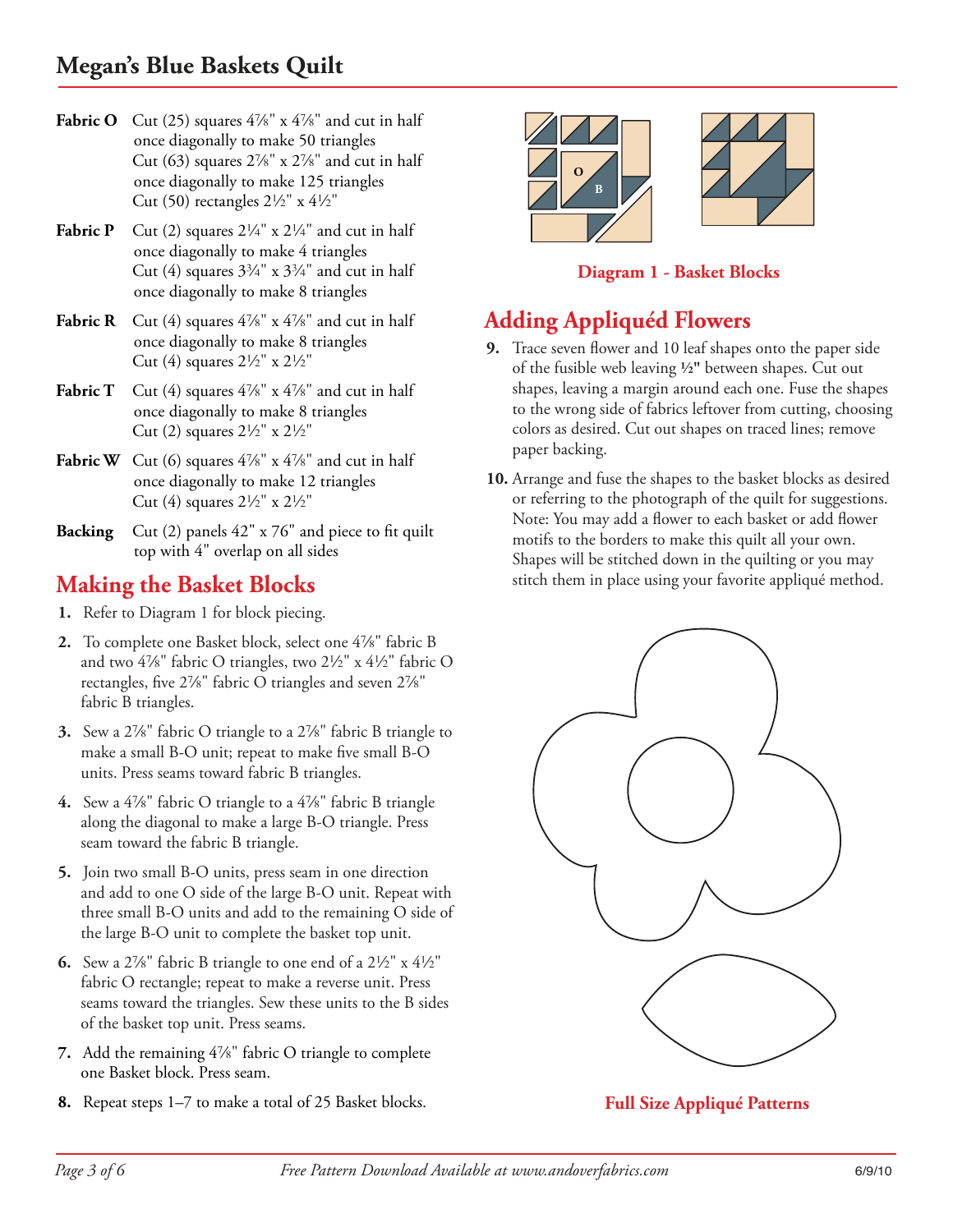# Megan's Blue Baskets Quilt

**Fabric O** Cut (25) squares 4⅞" x 4⅞" and cut in half once diagonally to make 50 triangles
Cut (63) squares 2⅞" x 2⅞" and cut in half once diagonally to make 125 triangles
Cut (50) rectangles 2½" x 4½"

**Fabric P** Cut (2) squares 2¼" x 2¼" and cut in half once diagonally to make 4 triangles
Cut (4) squares 3¾" x 3¾" and cut in half once diagonally to make 8 triangles

**Fabric R** Cut (4) squares 4⅞" x 4⅞" and cut in half once diagonally to make 8 triangles
Cut (4) squares 2½" x 2½"

**Fabric T** Cut (4) squares 4⅞" x 4⅞" and cut in half once diagonally to make 8 triangles
Cut (2) squares 2½" x 2½"

**Fabric W** Cut (6) squares 4⅞" x 4⅞" and cut in half once diagonally to make 12 triangles
Cut (4) squares 2½" x 2½"

**Backing** Cut (2) panels 42" x 76" and piece to fit quilt top with 4" overlap on all sides

## Making the Basket Blocks

1. Refer to Diagram 1 for block piecing.
2. To complete one Basket block, select one 4⅞" fabric B and two 4⅞" fabric O triangles, two 2½" x 4½" fabric O rectangles, five 2⅞" fabric O triangles and seven 2⅞" fabric B triangles.
3. Sew a 2⅞" fabric O triangle to a 2⅞" fabric B triangle to make a small B-O unit; repeat to make five small B-O units. Press seams toward fabric B triangles.
4. Sew a 4⅞" fabric O triangle to a 4⅞" fabric B triangle along the diagonal to make a large B-O triangle. Press seam toward the fabric B triangle.
5. Join two small B-O units, press seam in one direction and add to one O side of the large B-O unit. Repeat with three small B-O units and add to the remaining O side of the large B-O unit to complete the basket top unit.
6. Sew a 2⅞" fabric B triangle to one end of a 2½" x 4½" fabric O rectangle; repeat to make a reverse unit. Press seams toward the triangles. Sew these units to the B sides of the basket top unit. Press seams.
7. Add the remaining 4⅞" fabric O triangle to complete one Basket block. Press seam.
8. Repeat steps 1–7 to make a total of 25 Basket blocks.

**Diagram 1 - Basket Blocks**

## Adding Appliquéd Flowers

9. Trace seven flower and 10 leaf shapes onto the paper side of the fusible web leaving **½"** between shapes. Cut out shapes, leaving a margin around each one. Fuse the shapes to the wrong side of fabrics leftover from cutting, choosing colors as desired. Cut out shapes on traced lines; remove paper backing.
10. Arrange and fuse the shapes to the basket blocks as desired or referring to the photograph of the quilt for suggestions. Note: You may add a flower to each basket or add flower motifs to the borders to make this quilt all your own. Shapes will be stitched down in the quilting or you may stitch them in place using your favorite appliqué method.

**Full Size Appliqué Patterns**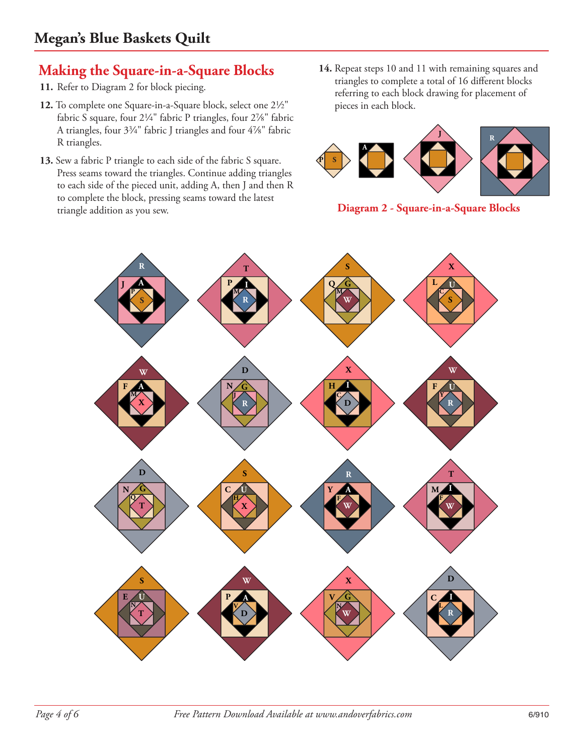## Making the Square-in-a-Square Blocks

**11.** Refer to Diagram 2 for block piecing.

**12.** To complete one Square-in-a-Square block, select one 2½" fabric S square, four 2¼" fabric P triangles, four 2⅞" fabric A triangles, four 3¾" fabric J triangles and four 4⅞" fabric R triangles.

**13.** Sew a fabric P triangle to each side of the fabric S square. Press seams toward the triangles. Continue adding triangles to each side of the pieced unit, adding A, then J and then R to complete the block, pressing seams toward the latest triangle addition as you sew.

**14.** Repeat steps 10 and 11 with remaining squares and triangles to complete a total of 16 different blocks referring to each block drawing for placement of pieces in each block.

**Diagram 2 - Square-in-a-Square Blocks**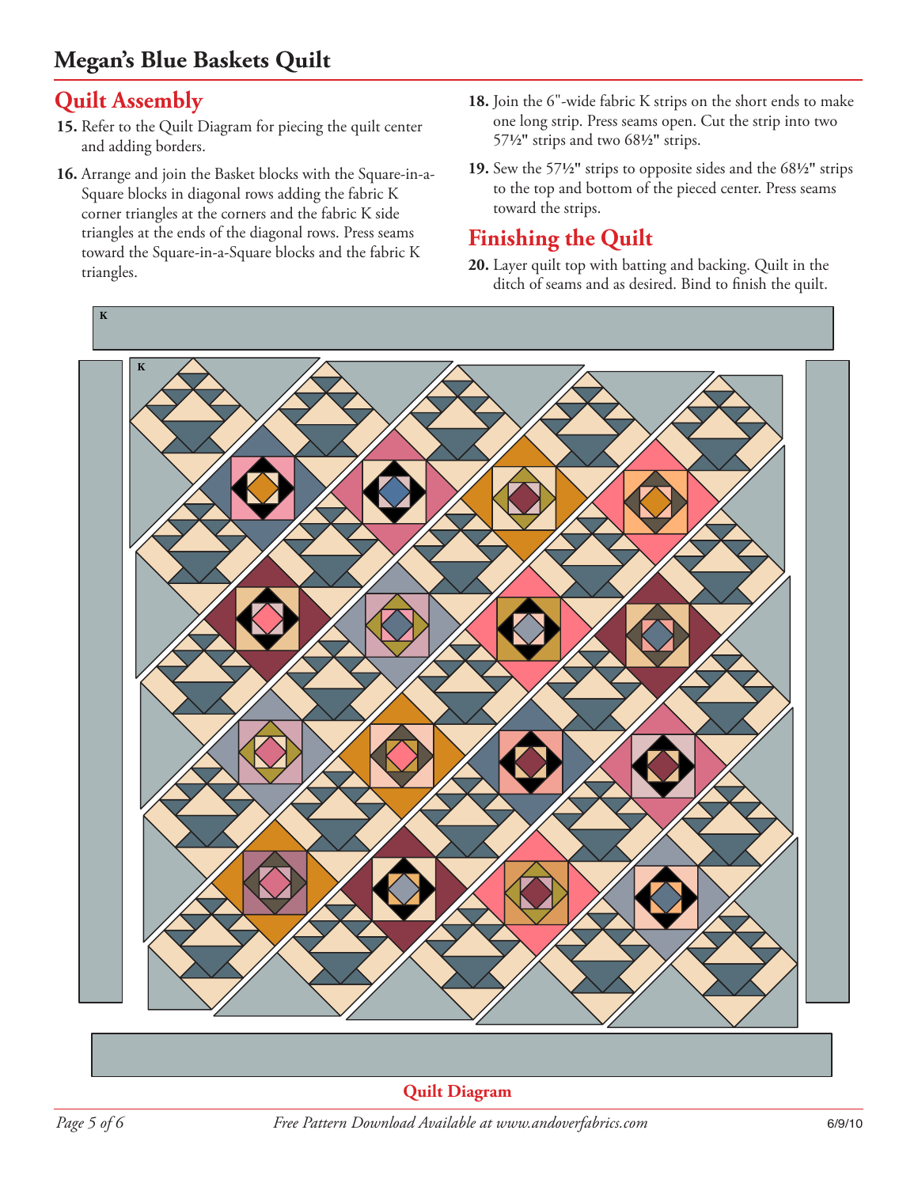## Quilt Assembly

**15.** Refer to the Quilt Diagram for piecing the quilt center and adding borders.

**16.** Arrange and join the Basket blocks with the Square-in-a-Square blocks in diagonal rows adding the fabric K corner triangles at the corners and the fabric K side triangles at the ends of the diagonal rows. Press seams toward the Square-in-a-Square blocks and the fabric K triangles.

**18.** Join the 6"-wide fabric K strips on the short ends to make one long strip. Press seams open. Cut the strip into two 57½" strips and two 68½" strips.

**19.** Sew the 57½" strips to opposite sides and the 68½" strips to the top and bottom of the pieced center. Press seams toward the strips.

## Finishing the Quilt

**20.** Layer quilt top with batting and backing. Quilt in the ditch of seams and as desired. Bind to finish the quilt.

K

K

**Quilt Diagram**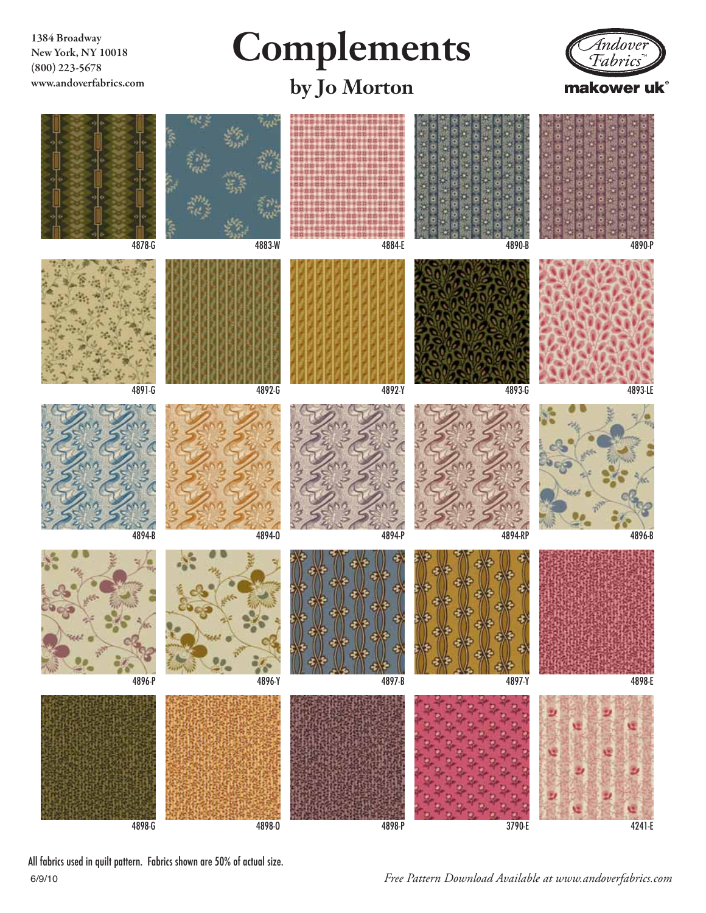1384 Broadway
New York, NY 10018
(800) 223-5678
www.andoverfabrics.com

# Complements

## by Jo Morton

Andover Fabrics™

makower uk®

4878-G
4883-W
4884-E
4890-B
4890-P

4891-G
4892-G
4892-Y
4893-G
4893-LE

4894-B
4894-O
4894-P
4894-RP
4896-B

4896-P
4896-Y
4897-B
4897-Y
4898-E

4898-G
4898-O
4898-P
3790-E
4241-E

All fabrics used in quilt pattern. Fabrics shown are 50% of actual size.

6/9/10

*Free Pattern Download Available at www.andoverfabrics.com*